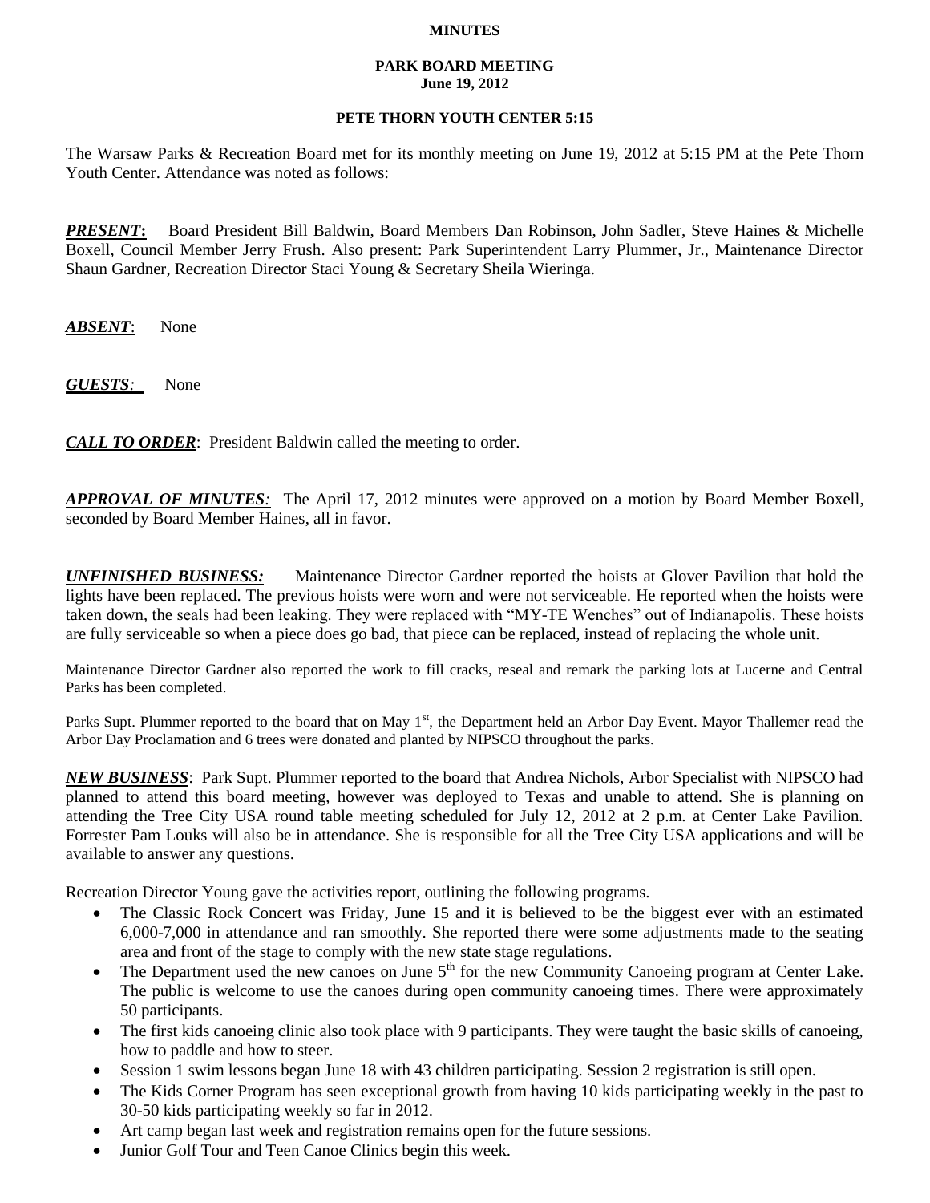**MINUTES**

**PARK BOARD MEETING**
**June 19, 2012**

**PETE THORN YOUTH CENTER 5:15**

The Warsaw Parks & Recreation Board met for its monthly meeting on June 19, 2012 at 5:15 PM at the Pete Thorn Youth Center. Attendance was noted as follows:

***PRESENT*:** Board President Bill Baldwin, Board Members Dan Robinson, John Sadler, Steve Haines & Michelle Boxell, Council Member Jerry Frush. Also present: Park Superintendent Larry Plummer, Jr., Maintenance Director Shaun Gardner, Recreation Director Staci Young & Secretary Sheila Wieringa.

***ABSENT*:** None

***GUESTS*:** None

***CALL TO ORDER*:** President Baldwin called the meeting to order.

***APPROVAL OF MINUTES*:** The April 17, 2012 minutes were approved on a motion by Board Member Boxell, seconded by Board Member Haines, all in favor.

***UNFINISHED BUSINESS:*** Maintenance Director Gardner reported the hoists at Glover Pavilion that hold the lights have been replaced. The previous hoists were worn and were not serviceable. He reported when the hoists were taken down, the seals had been leaking. They were replaced with "MY-TE Wenches" out of Indianapolis. These hoists are fully serviceable so when a piece does go bad, that piece can be replaced, instead of replacing the whole unit.

Maintenance Director Gardner also reported the work to fill cracks, reseal and remark the parking lots at Lucerne and Central Parks has been completed.

Parks Supt. Plummer reported to the board that on May 1st, the Department held an Arbor Day Event. Mayor Thallemer read the Arbor Day Proclamation and 6 trees were donated and planted by NIPSCO throughout the parks.

***NEW BUSINESS*:** Park Supt. Plummer reported to the board that Andrea Nichols, Arbor Specialist with NIPSCO had planned to attend this board meeting, however was deployed to Texas and unable to attend. She is planning on attending the Tree City USA round table meeting scheduled for July 12, 2012 at 2 p.m. at Center Lake Pavilion. Forrester Pam Louks will also be in attendance. She is responsible for all the Tree City USA applications and will be available to answer any questions.

Recreation Director Young gave the activities report, outlining the following programs.

- The Classic Rock Concert was Friday, June 15 and it is believed to be the biggest ever with an estimated 6,000-7,000 in attendance and ran smoothly. She reported there were some adjustments made to the seating area and front of the stage to comply with the new state stage regulations.
- The Department used the new canoes on June 5th for the new Community Canoeing program at Center Lake. The public is welcome to use the canoes during open community canoeing times. There were approximately 50 participants.
- The first kids canoeing clinic also took place with 9 participants. They were taught the basic skills of canoeing, how to paddle and how to steer.
- Session 1 swim lessons began June 18 with 43 children participating. Session 2 registration is still open.
- The Kids Corner Program has seen exceptional growth from having 10 kids participating weekly in the past to 30-50 kids participating weekly so far in 2012.
- Art camp began last week and registration remains open for the future sessions.
- Junior Golf Tour and Teen Canoe Clinics begin this week.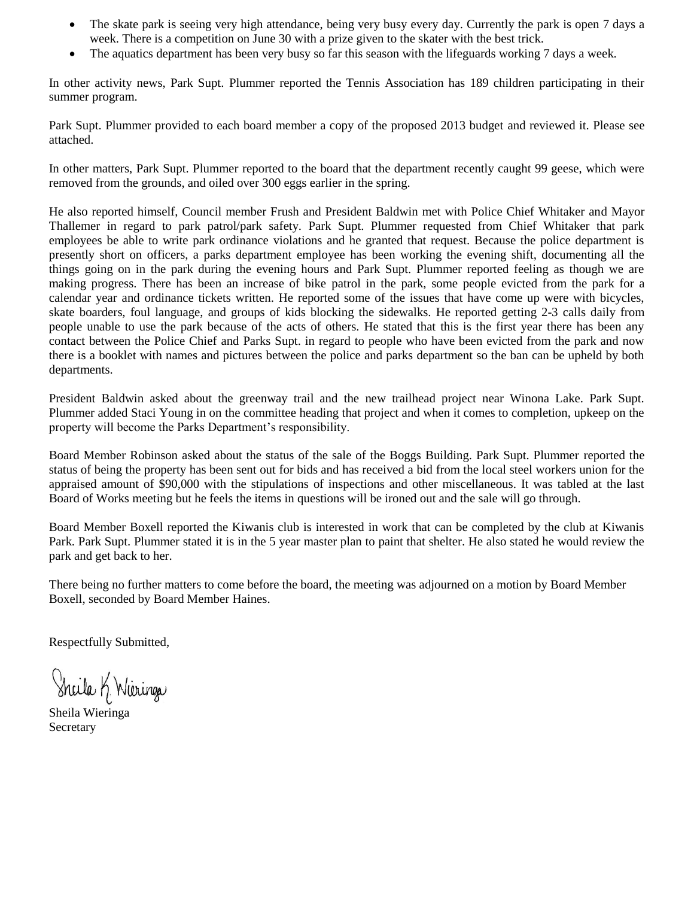- The skate park is seeing very high attendance, being very busy every day. Currently the park is open 7 days a week. There is a competition on June 30 with a prize given to the skater with the best trick.
- The aquatics department has been very busy so far this season with the lifeguards working 7 days a week.

In other activity news, Park Supt. Plummer reported the Tennis Association has 189 children participating in their summer program.

Park Supt. Plummer provided to each board member a copy of the proposed 2013 budget and reviewed it. Please see attached.

In other matters, Park Supt. Plummer reported to the board that the department recently caught 99 geese, which were removed from the grounds, and oiled over 300 eggs earlier in the spring.

He also reported himself, Council member Frush and President Baldwin met with Police Chief Whitaker and Mayor Thallemer in regard to park patrol/park safety. Park Supt. Plummer requested from Chief Whitaker that park employees be able to write park ordinance violations and he granted that request. Because the police department is presently short on officers, a parks department employee has been working the evening shift, documenting all the things going on in the park during the evening hours and Park Supt. Plummer reported feeling as though we are making progress. There has been an increase of bike patrol in the park, some people evicted from the park for a calendar year and ordinance tickets written. He reported some of the issues that have come up were with bicycles, skate boarders, foul language, and groups of kids blocking the sidewalks. He reported getting 2-3 calls daily from people unable to use the park because of the acts of others. He stated that this is the first year there has been any contact between the Police Chief and Parks Supt. in regard to people who have been evicted from the park and now there is a booklet with names and pictures between the police and parks department so the ban can be upheld by both departments.

President Baldwin asked about the greenway trail and the new trailhead project near Winona Lake. Park Supt. Plummer added Staci Young in on the committee heading that project and when it comes to completion, upkeep on the property will become the Parks Department's responsibility.

Board Member Robinson asked about the status of the sale of the Boggs Building. Park Supt. Plummer reported the status of being the property has been sent out for bids and has received a bid from the local steel workers union for the appraised amount of $90,000 with the stipulations of inspections and other miscellaneous. It was tabled at the last Board of Works meeting but he feels the items in questions will be ironed out and the sale will go through.

Board Member Boxell reported the Kiwanis club is interested in work that can be completed by the club at Kiwanis Park. Park Supt. Plummer stated it is in the 5 year master plan to paint that shelter. He also stated he would review the park and get back to her.

There being no further matters to come before the board, the meeting was adjourned on a motion by Board Member Boxell, seconded by Board Member Haines.

Respectfully Submitted,

Sheila K. Wieringa

Sheila Wieringa
Secretary